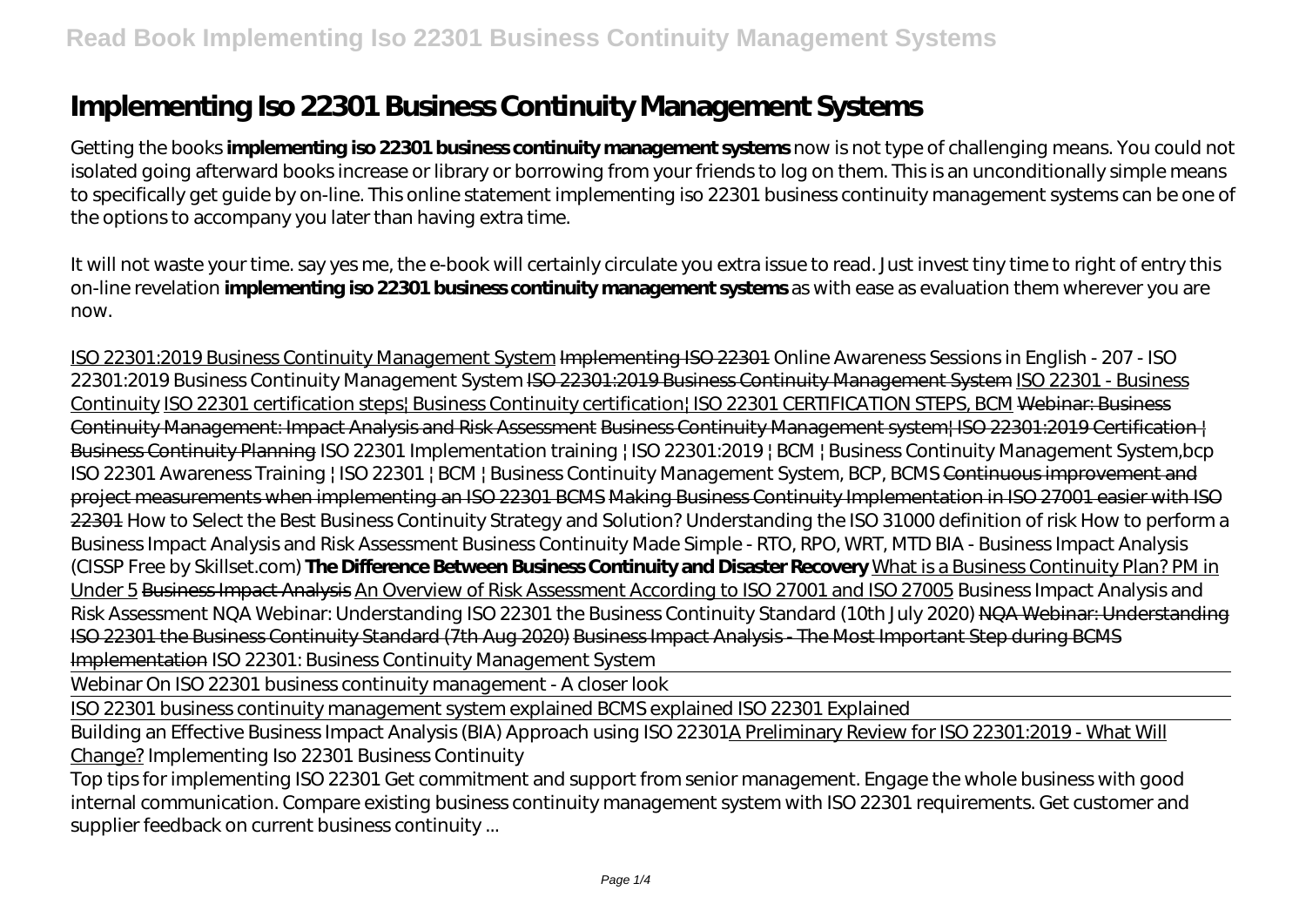# Implementing Iso 22301 Business Continuity Management Systems

Getting the books **implementing iso 22301 business continuity management systems** now is not type of challenging means. You could not isolated going afterward books increase or library or borrowing from your friends to log on them. This is an unconditionally simple means to specifically get guide by on-line. This online statement implementing iso 22301 business continuity management systems can be one of the options to accompany you later than having extra time.

It will not waste your time. say yes me, the e-book will certainly circulate you extra issue to read. Just invest tiny time to right of entry this on-line revelation **implementing iso 22301 business continuity management systems** as with ease as evaluation them wherever you are now.

ISO 22301:2019 Business Continuity Management System Implementing ISO 22301 *Online Awareness Sessions in English - 207 - ISO 22301:2019 Business Continuity Management System* ISO 22301:2019 Business Continuity Management System ISO 22301 - Business Continuity ISO 22301 certification steps| Business Continuity certification| ISO 22301 CERTIFICATION STEPS, BCM Webinar: Business Continuity Management: Impact Analysis and Risk Assessment Business Continuity Management system| ISO 22301:2019 Certification | Business Continuity Planning *ISO 22301 Implementation training | ISO 22301:2019 | BCM | Business Continuity Management System,bcp* *ISO 22301 Awareness Training | ISO 22301 | BCM | Business Continuity Management System, BCP, BCMS* Continuous improvement and project measurements when implementing an ISO 22301 BCMS Making Business Continuity Implementation in ISO 27001 easier with ISO 22301 *How to Select the Best Business Continuity Strategy and Solution? Understanding the ISO 31000 definition of risk How to perform a Business Impact Analysis and Risk Assessment Business Continuity Made Simple - RTO, RPO, WRT, MTD BIA - Business Impact Analysis (CISSP Free by Skillset.com)* **The Difference Between Business Continuity and Disaster Recovery** What is a Business Continuity Plan? PM in Under 5 Business Impact Analysis An Overview of Risk Assessment According to ISO 27001 and ISO 27005 *Business Impact Analysis and Risk Assessment NQA Webinar: Understanding ISO 22301 the Business Continuity Standard (10th July 2020)* NQA Webinar: Understanding ISO 22301 the Business Continuity Standard (7th Aug 2020) Business Impact Analysis - The Most Important Step during BCMS Implementation *ISO 22301: Business Continuity Management System*

Webinar On ISO 22301 business continuity management - A closer look

ISO 22301 business continuity management system explained BCMS explained ISO 22301 Explained

Building an Effective Business Impact Analysis (BIA) Approach using ISO 22301A Preliminary Review for ISO 22301:2019 - What Will Change? *Implementing Iso 22301 Business Continuity*

Top tips for implementing ISO 22301 Get commitment and support from senior management. Engage the whole business with good internal communication. Compare existing business continuity management system with ISO 22301 requirements. Get customer and supplier feedback on current business continuity ...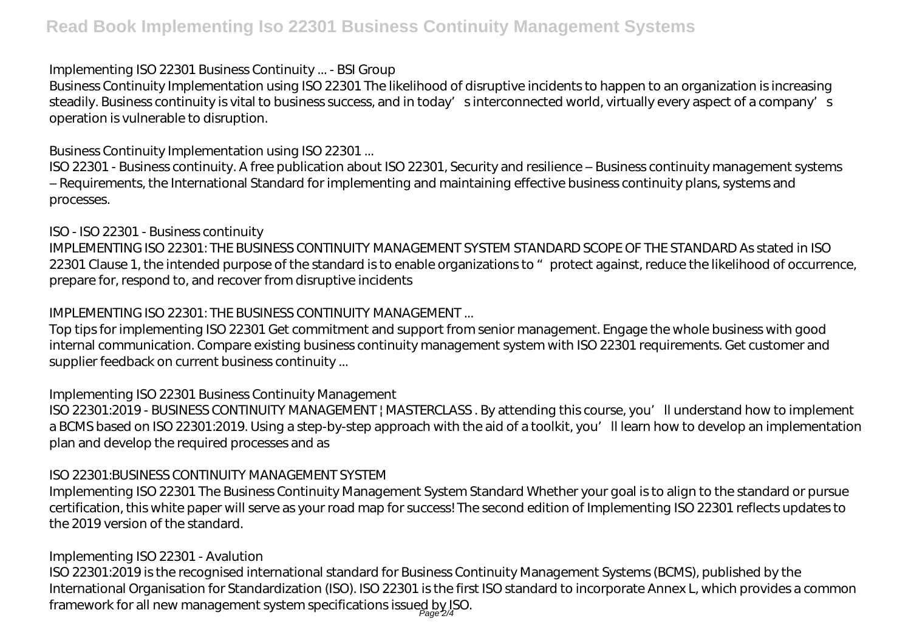### Implementing ISO 22301 Business Continuity ... - BSI Group

Business Continuity Implementation using ISO 22301 The likelihood of disruptive incidents to happen to an organization is increasing steadily. Business continuity is vital to business success, and in today's interconnected world, virtually every aspect of a company's operation is vulnerable to disruption.

### Business Continuity Implementation using ISO 22301 ...

ISO 22301 - Business continuity. A free publication about ISO 22301, Security and resilience – Business continuity management systems – Requirements, the International Standard for implementing and maintaining effective business continuity plans, systems and processes.

### ISO - ISO 22301 - Business continuity

IMPLEMENTING ISO 22301: THE BUSINESS CONTINUITY MANAGEMENT SYSTEM STANDARD SCOPE OF THE STANDARD As stated in ISO 22301 Clause 1, the intended purpose of the standard is to enable organizations to "protect against, reduce the likelihood of occurrence, prepare for, respond to, and recover from disruptive incidents

### IMPLEMENTING ISO 22301: THE BUSINESS CONTINUITY MANAGEMENT ...

Top tips for implementing ISO 22301 Get commitment and support from senior management. Engage the whole business with good internal communication. Compare existing business continuity management system with ISO 22301 requirements. Get customer and supplier feedback on current business continuity ...

### Implementing ISO 22301 Business Continuity Management

ISO 22301:2019 - BUSINESS CONTINUITY MANAGEMENT | MASTERCLASS . By attending this course, you'll understand how to implement a BCMS based on ISO 22301:2019. Using a step-by-step approach with the aid of a toolkit, you'll learn how to develop an implementation plan and develop the required processes and as

### ISO 22301:BUSINESS CONTINUITY MANAGEMENT SYSTEM

Implementing ISO 22301 The Business Continuity Management System Standard Whether your goal is to align to the standard or pursue certification, this white paper will serve as your road map for success! The second edition of Implementing ISO 22301 reflects updates to the 2019 version of the standard.

### Implementing ISO 22301 - Avalution

ISO 22301:2019 is the recognised international standard for Business Continuity Management Systems (BCMS), published by the International Organisation for Standardization (ISO). ISO 22301 is the first ISO standard to incorporate Annex L, which provides a common framework for all new management system specifications issued by ISO.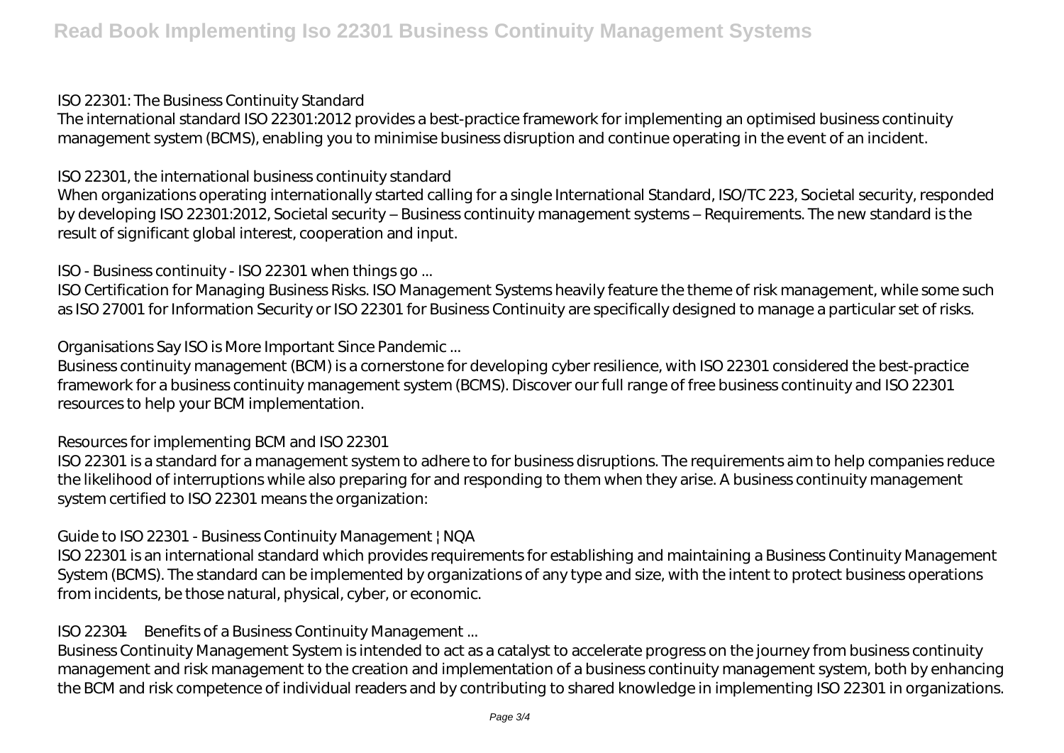ISO 22301: The Business Continuity Standard

The international standard ISO 22301:2012 provides a best-practice framework for implementing an optimised business continuity management system (BCMS), enabling you to minimise business disruption and continue operating in the event of an incident.

ISO 22301, the international business continuity standard

When organizations operating internationally started calling for a single International Standard, ISO/TC 223, Societal security, responded by developing ISO 22301:2012, Societal security – Business continuity management systems – Requirements. The new standard is the result of significant global interest, cooperation and input.

ISO - Business continuity - ISO 22301 when things go ...

ISO Certification for Managing Business Risks. ISO Management Systems heavily feature the theme of risk management, while some such as ISO 27001 for Information Security or ISO 22301 for Business Continuity are specifically designed to manage a particular set of risks.

Organisations Say ISO is More Important Since Pandemic ...

Business continuity management (BCM) is a cornerstone for developing cyber resilience, with ISO 22301 considered the best-practice framework for a business continuity management system (BCMS). Discover our full range of free business continuity and ISO 22301 resources to help your BCM implementation.

Resources for implementing BCM and ISO 22301

ISO 22301 is a standard for a management system to adhere to for business disruptions. The requirements aim to help companies reduce the likelihood of interruptions while also preparing for and responding to them when they arise. A business continuity management system certified to ISO 22301 means the organization:

Guide to ISO 22301 - Business Continuity Management | NQA

ISO 22301 is an international standard which provides requirements for establishing and maintaining a Business Continuity Management System (BCMS). The standard can be implemented by organizations of any type and size, with the intent to protect business operations from incidents, be those natural, physical, cyber, or economic.

ISO 22301—Benefits of a Business Continuity Management ...

Business Continuity Management System is intended to act as a catalyst to accelerate progress on the journey from business continuity management and risk management to the creation and implementation of a business continuity management system, both by enhancing the BCM and risk competence of individual readers and by contributing to shared knowledge in implementing ISO 22301 in organizations.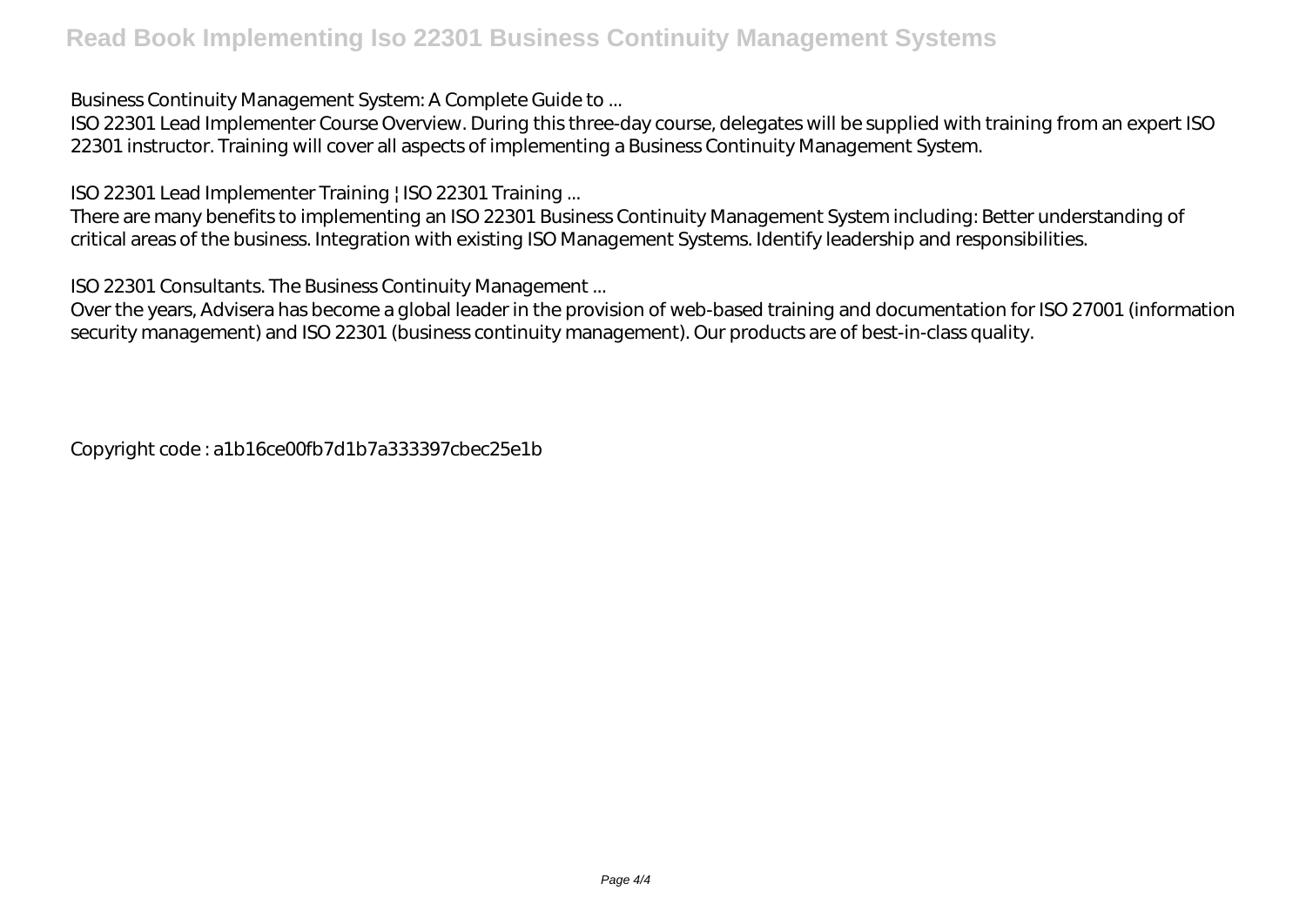*Business Continuity Management System: A Complete Guide to ...*

ISO 22301 Lead Implementer Course Overview. During this three-day course, delegates will be supplied with training from an expert ISO 22301 instructor. Training will cover all aspects of implementing a Business Continuity Management System.

*ISO 22301 Lead Implementer Training ¦ ISO 22301 Training ...*

There are many benefits to implementing an ISO 22301 Business Continuity Management System including: Better understanding of critical areas of the business. Integration with existing ISO Management Systems. Identify leadership and responsibilities.

*ISO 22301 Consultants. The Business Continuity Management ...*

Over the years, Advisera has become a global leader in the provision of web-based training and documentation for ISO 27001 (information security management) and ISO 22301 (business continuity management). Our products are of best-in-class quality.

Copyright code : a1b16ce00fb7d1b7a333397cbec25e1b